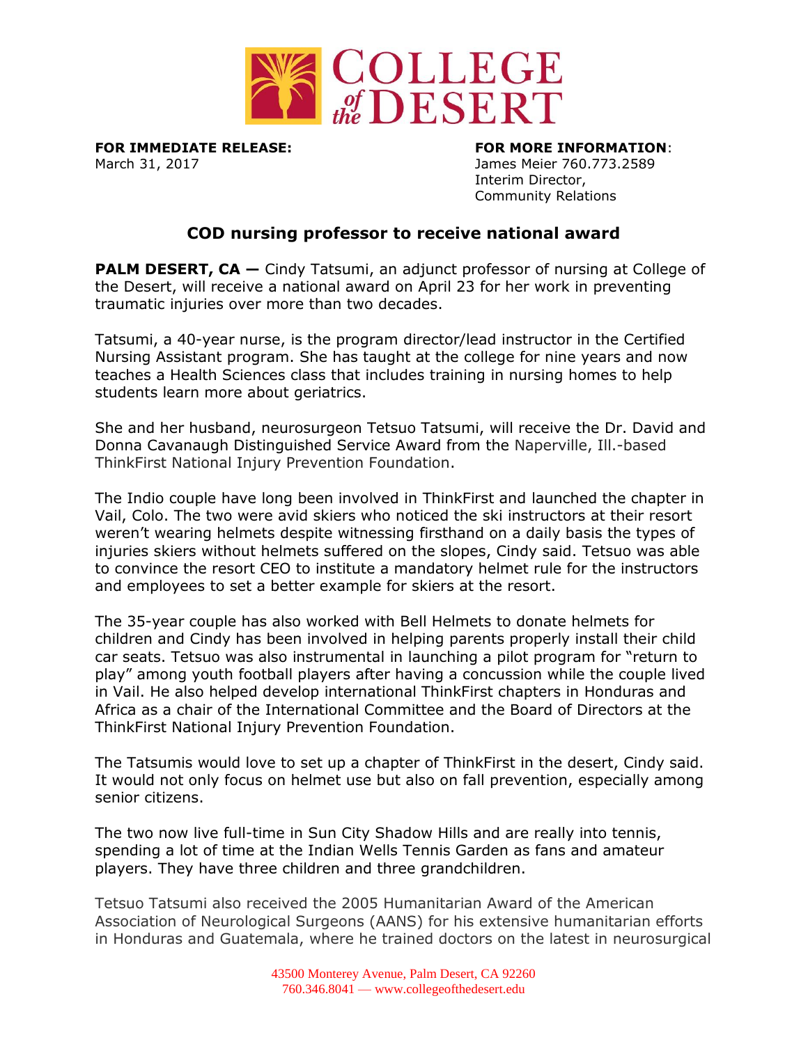COLLEGE of the DESERT

**FOR IMMEDIATE RELEASE:**
March 31, 2017

**FOR MORE INFORMATION**:
James Meier 760.773.2589
Interim Director,
Community Relations

## COD nursing professor to receive national award

**PALM DESERT, CA —** Cindy Tatsumi, an adjunct professor of nursing at College of the Desert, will receive a national award on April 23 for her work in preventing traumatic injuries over more than two decades.

Tatsumi, a 40-year nurse, is the program director/lead instructor in the Certified Nursing Assistant program. She has taught at the college for nine years and now teaches a Health Sciences class that includes training in nursing homes to help students learn more about geriatrics.

She and her husband, neurosurgeon Tetsuo Tatsumi, will receive the Dr. David and Donna Cavanaugh Distinguished Service Award from the Naperville, Ill.-based ThinkFirst National Injury Prevention Foundation.

The Indio couple have long been involved in ThinkFirst and launched the chapter in Vail, Colo. The two were avid skiers who noticed the ski instructors at their resort weren't wearing helmets despite witnessing firsthand on a daily basis the types of injuries skiers without helmets suffered on the slopes, Cindy said. Tetsuo was able to convince the resort CEO to institute a mandatory helmet rule for the instructors and employees to set a better example for skiers at the resort.

The 35-year couple has also worked with Bell Helmets to donate helmets for children and Cindy has been involved in helping parents properly install their child car seats. Tetsuo was also instrumental in launching a pilot program for "return to play" among youth football players after having a concussion while the couple lived in Vail. He also helped develop international ThinkFirst chapters in Honduras and Africa as a chair of the International Committee and the Board of Directors at the ThinkFirst National Injury Prevention Foundation.

The Tatsumis would love to set up a chapter of ThinkFirst in the desert, Cindy said. It would not only focus on helmet use but also on fall prevention, especially among senior citizens.

The two now live full-time in Sun City Shadow Hills and are really into tennis, spending a lot of time at the Indian Wells Tennis Garden as fans and amateur players. They have three children and three grandchildren.

Tetsuo Tatsumi also received the 2005 Humanitarian Award of the American Association of Neurological Surgeons (AANS) for his extensive humanitarian efforts in Honduras and Guatemala, where he trained doctors on the latest in neurosurgical

43500 Monterey Avenue, Palm Desert, CA 92260
760.346.8041 — www.collegeofthedesert.edu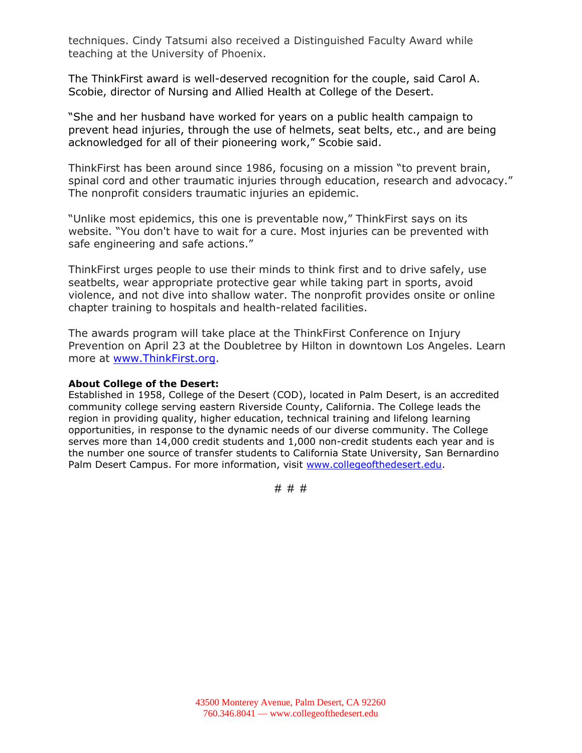techniques. Cindy Tatsumi also received a Distinguished Faculty Award while teaching at the University of Phoenix.

The ThinkFirst award is well-deserved recognition for the couple, said Carol A. Scobie, director of Nursing and Allied Health at College of the Desert.

"She and her husband have worked for years on a public health campaign to prevent head injuries, through the use of helmets, seat belts, etc., and are being acknowledged for all of their pioneering work," Scobie said.

ThinkFirst has been around since 1986, focusing on a mission "to prevent brain, spinal cord and other traumatic injuries through education, research and advocacy." The nonprofit considers traumatic injuries an epidemic.

"Unlike most epidemics, this one is preventable now," ThinkFirst says on its website. "You don't have to wait for a cure. Most injuries can be prevented with safe engineering and safe actions."

ThinkFirst urges people to use their minds to think first and to drive safely, use seatbelts, wear appropriate protective gear while taking part in sports, avoid violence, and not dive into shallow water. The nonprofit provides onsite or online chapter training to hospitals and health-related facilities.

The awards program will take place at the ThinkFirst Conference on Injury Prevention on April 23 at the Doubletree by Hilton in downtown Los Angeles. Learn more at www.ThinkFirst.org.

**About College of the Desert:**
Established in 1958, College of the Desert (COD), located in Palm Desert, is an accredited community college serving eastern Riverside County, California. The College leads the region in providing quality, higher education, technical training and lifelong learning opportunities, in response to the dynamic needs of our diverse community. The College serves more than 14,000 credit students and 1,000 non-credit students each year and is the number one source of transfer students to California State University, San Bernardino Palm Desert Campus. For more information, visit www.collegeofthedesert.edu.

# # #

43500 Monterey Avenue, Palm Desert, CA 92260
760.346.8041 — www.collegeofthedesert.edu